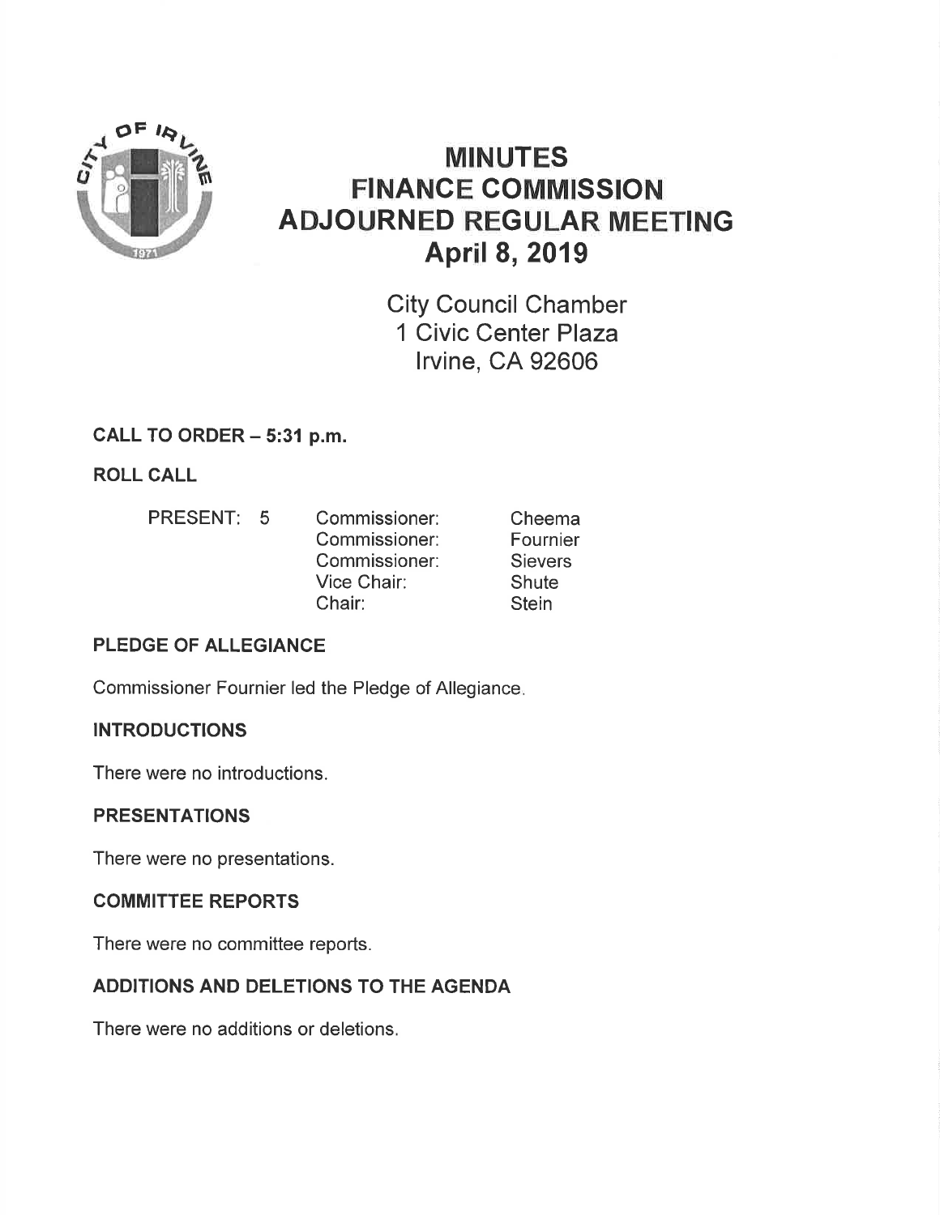# MINUTES
# FINANCE COMMISSION
# ADJOURNED REGULAR MEETING
# April 8, 2019

City Council Chamber
1 Civic Center Plaza
Irvine, CA 92606

## CALL TO ORDER – 5:31 p.m.

## ROLL CALL

| | | | |
|---|---|---|---|
| PRESENT: | 5 | Commissioner: | Cheema |
| | | Commissioner: | Fournier |
| | | Commissioner: | Sievers |
| | | Vice Chair: | Shute |
| | | Chair: | Stein |

## PLEDGE OF ALLEGIANCE

Commissioner Fournier led the Pledge of Allegiance.

## INTRODUCTIONS

There were no introductions.

## PRESENTATIONS

There were no presentations.

## COMMITTEE REPORTS

There were no committee reports.

## ADDITIONS AND DELETIONS TO THE AGENDA

There were no additions or deletions.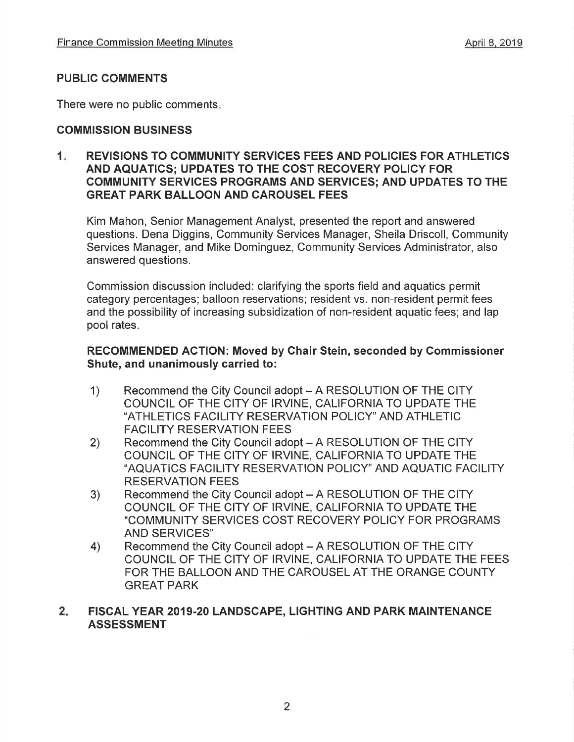## PUBLIC COMMENTS

There were no public comments.

## COMMISSION BUSINESS

### 1. REVISIONS TO COMMUNITY SERVICES FEES AND POLICIES FOR ATHLETICS AND AQUATICS; UPDATES TO THE COST RECOVERY POLICY FOR COMMUNITY SERVICES PROGRAMS AND SERVICES; AND UPDATES TO THE GREAT PARK BALLOON AND CAROUSEL FEES

Kim Mahon, Senior Management Analyst, presented the report and answered questions. Dena Diggins, Community Services Manager, Sheila Driscoll, Community Services Manager, and Mike Dominguez, Community Services Administrator, also answered questions.

Commission discussion included: clarifying the sports field and aquatics permit category percentages; balloon reservations; resident vs. non-resident permit fees and the possibility of increasing subsidization of non-resident aquatic fees; and lap pool rates.

**RECOMMENDED ACTION: Moved by Chair Stein, seconded by Commissioner Shute, and unanimously carried to:**

1) Recommend the City Council adopt – A RESOLUTION OF THE CITY COUNCIL OF THE CITY OF IRVINE, CALIFORNIA TO UPDATE THE "ATHLETICS FACILITY RESERVATION POLICY" AND ATHLETIC FACILITY RESERVATION FEES
2) Recommend the City Council adopt – A RESOLUTION OF THE CITY COUNCIL OF THE CITY OF IRVINE, CALIFORNIA TO UPDATE THE "AQUATICS FACILITY RESERVATION POLICY" AND AQUATIC FACILITY RESERVATION FEES
3) Recommend the City Council adopt – A RESOLUTION OF THE CITY COUNCIL OF THE CITY OF IRVINE, CALIFORNIA TO UPDATE THE "COMMUNITY SERVICES COST RECOVERY POLICY FOR PROGRAMS AND SERVICES"
4) Recommend the City Council adopt – A RESOLUTION OF THE CITY COUNCIL OF THE CITY OF IRVINE, CALIFORNIA TO UPDATE THE FEES FOR THE BALLOON AND THE CAROUSEL AT THE ORANGE COUNTY GREAT PARK

### 2. FISCAL YEAR 2019-20 LANDSCAPE, LIGHTING AND PARK MAINTENANCE ASSESSMENT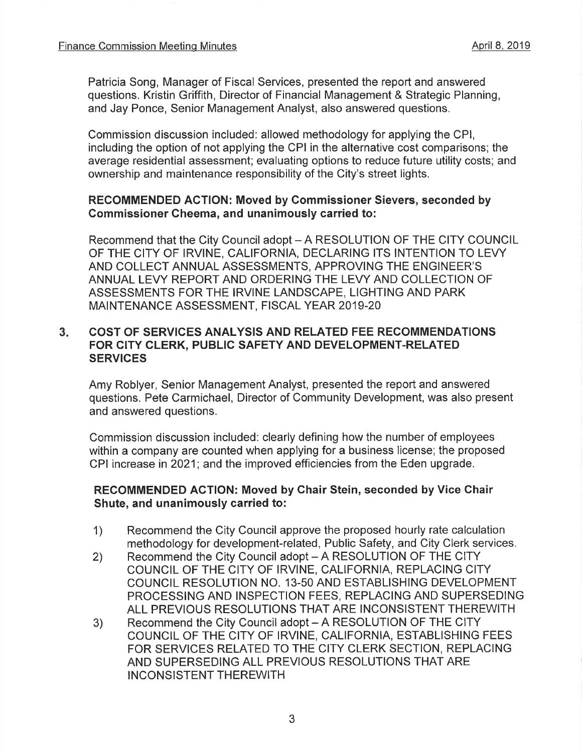Patricia Song, Manager of Fiscal Services, presented the report and answered questions. Kristin Griffith, Director of Financial Management & Strategic Planning, and Jay Ponce, Senior Management Analyst, also answered questions.

Commission discussion included: allowed methodology for applying the CPI, including the option of not applying the CPI in the alternative cost comparisons; the average residential assessment; evaluating options to reduce future utility costs; and ownership and maintenance responsibility of the City's street lights.

**RECOMMENDED ACTION: Moved by Commissioner Sievers, seconded by Commissioner Cheema, and unanimously carried to:**

Recommend that the City Council adopt – A RESOLUTION OF THE CITY COUNCIL OF THE CITY OF IRVINE, CALIFORNIA, DECLARING ITS INTENTION TO LEVY AND COLLECT ANNUAL ASSESSMENTS, APPROVING THE ENGINEER'S ANNUAL LEVY REPORT AND ORDERING THE LEVY AND COLLECTION OF ASSESSMENTS FOR THE IRVINE LANDSCAPE, LIGHTING AND PARK MAINTENANCE ASSESSMENT, FISCAL YEAR 2019-20

**3. COST OF SERVICES ANALYSIS AND RELATED FEE RECOMMENDATIONS FOR CITY CLERK, PUBLIC SAFETY AND DEVELOPMENT-RELATED SERVICES**

Amy Roblyer, Senior Management Analyst, presented the report and answered questions. Pete Carmichael, Director of Community Development, was also present and answered questions.

Commission discussion included: clearly defining how the number of employees within a company are counted when applying for a business license; the proposed CPI increase in 2021; and the improved efficiencies from the Eden upgrade.

**RECOMMENDED ACTION: Moved by Chair Stein, seconded by Vice Chair Shute, and unanimously carried to:**

1) Recommend the City Council approve the proposed hourly rate calculation methodology for development-related, Public Safety, and City Clerk services.
2) Recommend the City Council adopt – A RESOLUTION OF THE CITY COUNCIL OF THE CITY OF IRVINE, CALIFORNIA, REPLACING CITY COUNCIL RESOLUTION NO. 13-50 AND ESTABLISHING DEVELOPMENT PROCESSING AND INSPECTION FEES, REPLACING AND SUPERSEDING ALL PREVIOUS RESOLUTIONS THAT ARE INCONSISTENT THEREWITH
3) Recommend the City Council adopt – A RESOLUTION OF THE CITY COUNCIL OF THE CITY OF IRVINE, CALIFORNIA, ESTABLISHING FEES FOR SERVICES RELATED TO THE CITY CLERK SECTION, REPLACING AND SUPERSEDING ALL PREVIOUS RESOLUTIONS THAT ARE INCONSISTENT THEREWITH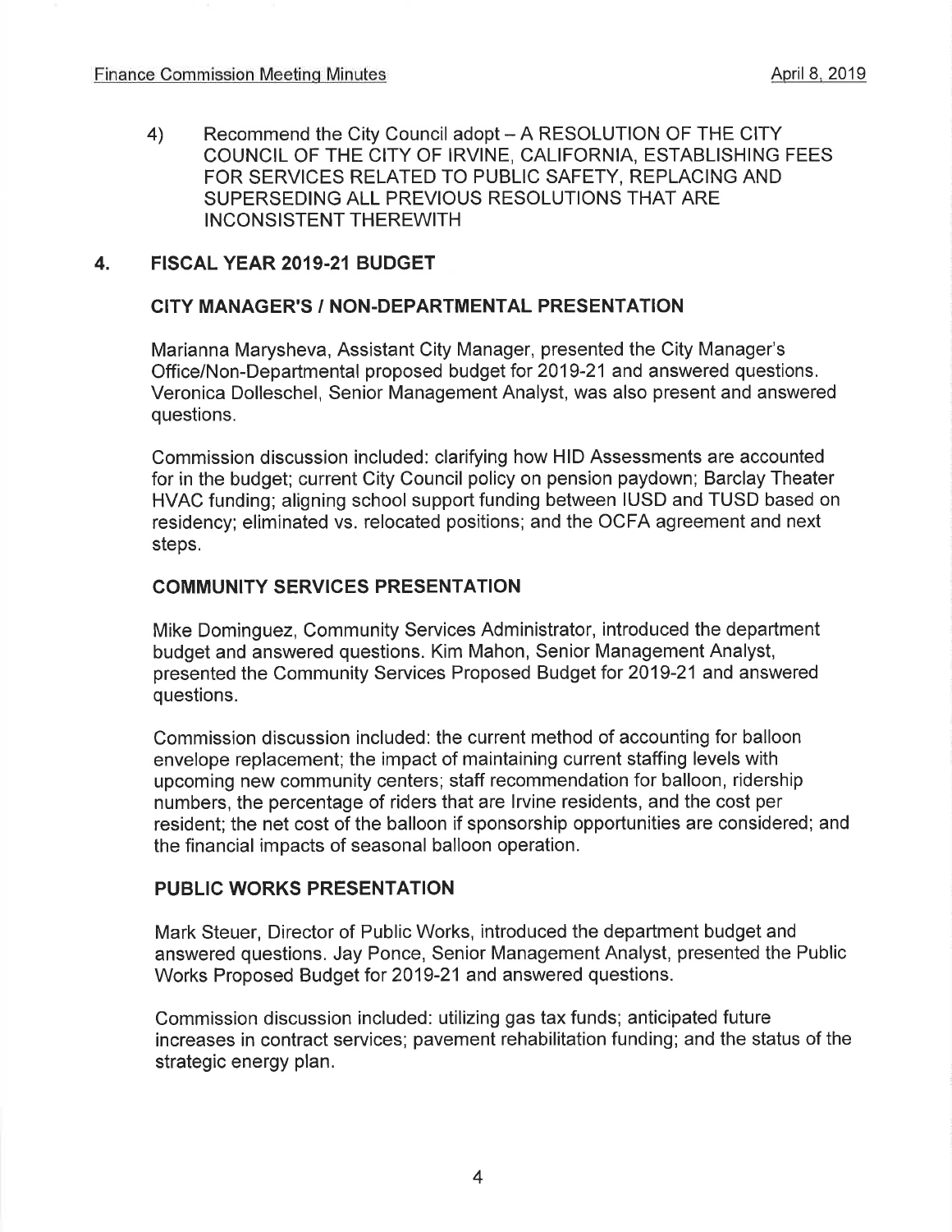4) Recommend the City Council adopt – A RESOLUTION OF THE CITY COUNCIL OF THE CITY OF IRVINE, CALIFORNIA, ESTABLISHING FEES FOR SERVICES RELATED TO PUBLIC SAFETY, REPLACING AND SUPERSEDING ALL PREVIOUS RESOLUTIONS THAT ARE INCONSISTENT THEREWITH

## 4. FISCAL YEAR 2019-21 BUDGET

### CITY MANAGER'S / NON-DEPARTMENTAL PRESENTATION

Marianna Marysheva, Assistant City Manager, presented the City Manager's Office/Non-Departmental proposed budget for 2019-21 and answered questions. Veronica Dolleschel, Senior Management Analyst, was also present and answered questions.

Commission discussion included: clarifying how HID Assessments are accounted for in the budget; current City Council policy on pension paydown; Barclay Theater HVAC funding; aligning school support funding between IUSD and TUSD based on residency; eliminated vs. relocated positions; and the OCFA agreement and next steps.

### COMMUNITY SERVICES PRESENTATION

Mike Dominguez, Community Services Administrator, introduced the department budget and answered questions. Kim Mahon, Senior Management Analyst, presented the Community Services Proposed Budget for 2019-21 and answered questions.

Commission discussion included: the current method of accounting for balloon envelope replacement; the impact of maintaining current staffing levels with upcoming new community centers; staff recommendation for balloon, ridership numbers, the percentage of riders that are Irvine residents, and the cost per resident; the net cost of the balloon if sponsorship opportunities are considered; and the financial impacts of seasonal balloon operation.

### PUBLIC WORKS PRESENTATION

Mark Steuer, Director of Public Works, introduced the department budget and answered questions. Jay Ponce, Senior Management Analyst, presented the Public Works Proposed Budget for 2019-21 and answered questions.

Commission discussion included: utilizing gas tax funds; anticipated future increases in contract services; pavement rehabilitation funding; and the status of the strategic energy plan.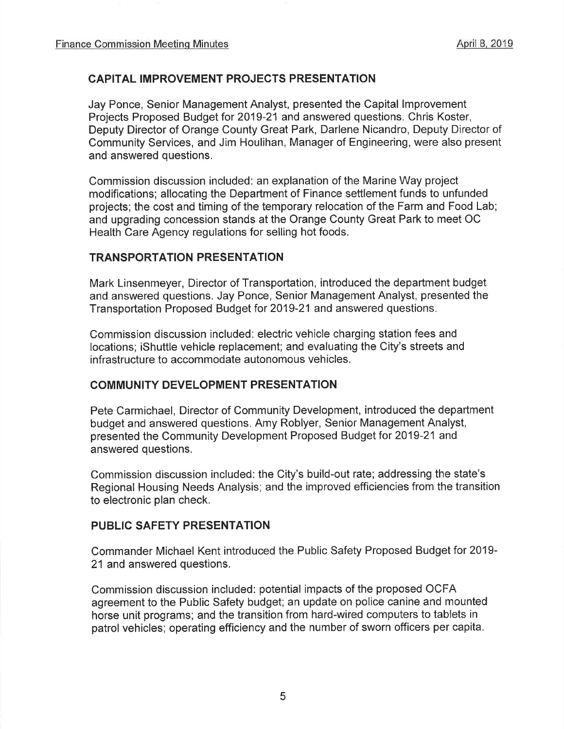## CAPITAL IMPROVEMENT PROJECTS PRESENTATION

Jay Ponce, Senior Management Analyst, presented the Capital Improvement Projects Proposed Budget for 2019-21 and answered questions. Chris Koster, Deputy Director of Orange County Great Park, Darlene Nicandro, Deputy Director of Community Services, and Jim Houlihan, Manager of Engineering, were also present and answered questions.

Commission discussion included: an explanation of the Marine Way project modifications; allocating the Department of Finance settlement funds to unfunded projects; the cost and timing of the temporary relocation of the Farm and Food Lab; and upgrading concession stands at the Orange County Great Park to meet OC Health Care Agency regulations for selling hot foods.

## TRANSPORTATION PRESENTATION

Mark Linsenmeyer, Director of Transportation, introduced the department budget and answered questions. Jay Ponce, Senior Management Analyst, presented the Transportation Proposed Budget for 2019-21 and answered questions.

Commission discussion included: electric vehicle charging station fees and locations; iShuttle vehicle replacement; and evaluating the City's streets and infrastructure to accommodate autonomous vehicles.

## COMMUNITY DEVELOPMENT PRESENTATION

Pete Carmichael, Director of Community Development, introduced the department budget and answered questions. Amy Roblyer, Senior Management Analyst, presented the Community Development Proposed Budget for 2019-21 and answered questions.

Commission discussion included: the City's build-out rate; addressing the state's Regional Housing Needs Analysis; and the improved efficiencies from the transition to electronic plan check.

## PUBLIC SAFETY PRESENTATION

Commander Michael Kent introduced the Public Safety Proposed Budget for 2019-21 and answered questions.

Commission discussion included: potential impacts of the proposed OCFA agreement to the Public Safety budget; an update on police canine and mounted horse unit programs; and the transition from hard-wired computers to tablets in patrol vehicles; operating efficiency and the number of sworn officers per capita.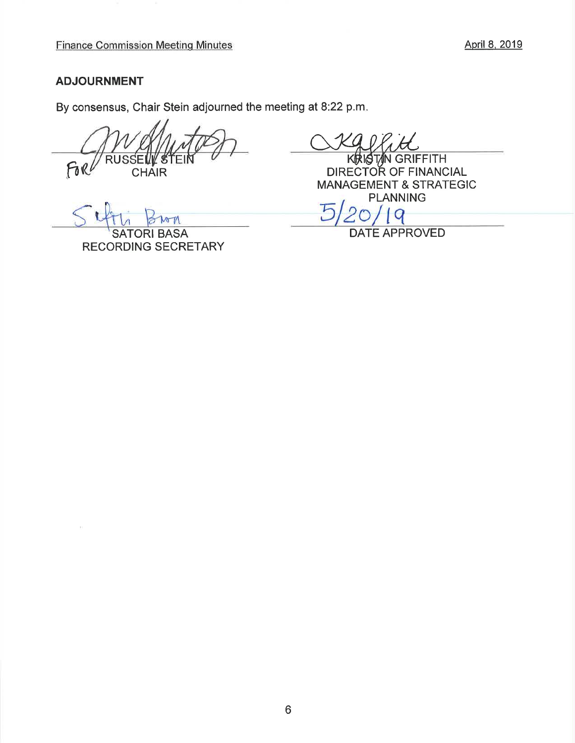## ADJOURNMENT

By consensus, Chair Stein adjourned the meeting at 8:22 p.m.

FOR RUSSELL STEIN
CHAIR

KRISTIN GRIFFITH
DIRECTOR OF FINANCIAL MANAGEMENT & STRATEGIC PLANNING

SATORI BASA
RECORDING SECRETARY

5/20/19
DATE APPROVED